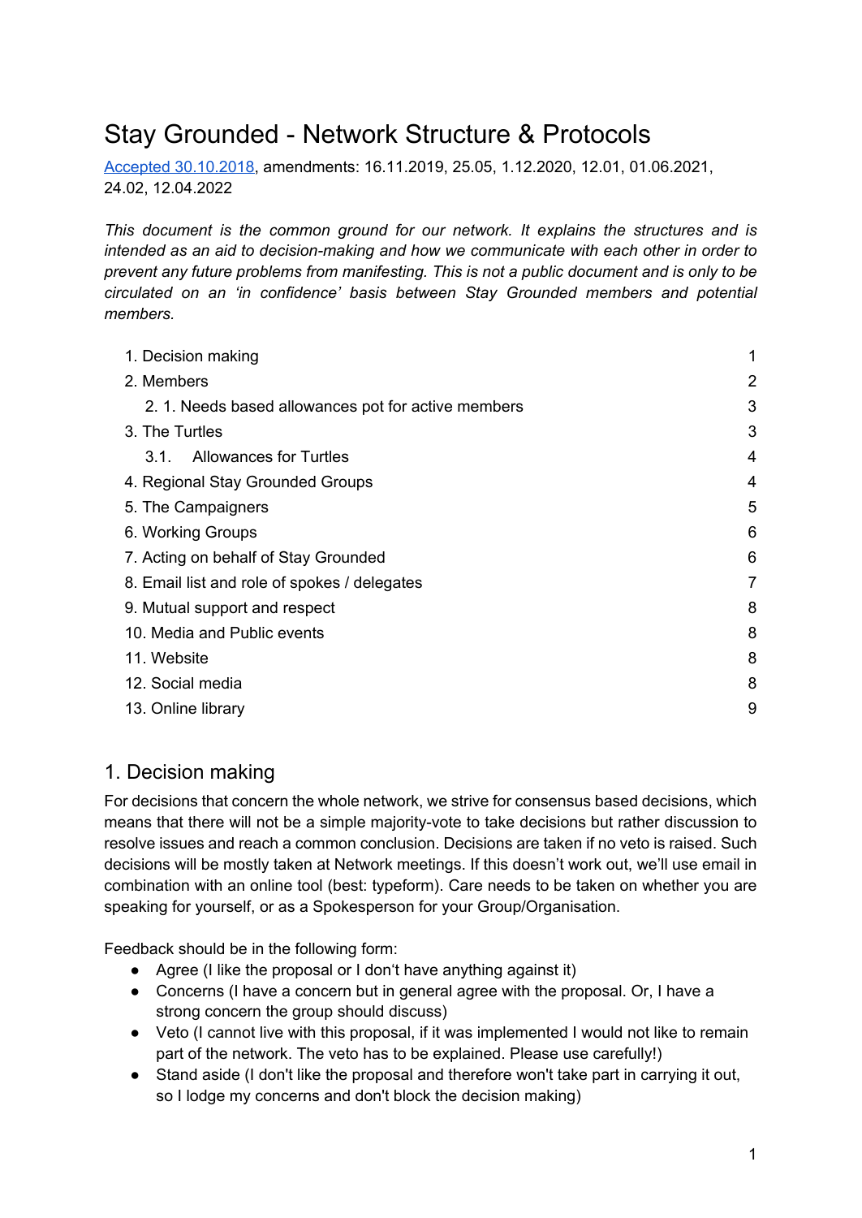# Stay Grounded - Network Structure & Protocols

[Accepted 30.10.2018](), amendments: 16.11.2019, 25.05, 1.12.2020, 12.01, 01.06.2021, 24.02, 12.04.2022

*This document is the common ground for our network. It explains the structures and is intended as an aid to decision-making and how we communicate with each other in order to prevent any future problems from manifesting. This is not a public document and is only to be circulated on an 'in confidence' basis between Stay Grounded members and potential members.*

1. Decision making — 1
2. Members — 2
   2. 1. Needs based allowances pot for active members — 3
3. The Turtles — 3
   3.1. Allowances for Turtles — 4
4. Regional Stay Grounded Groups — 4
5. The Campaigners — 5
6. Working Groups — 6
7. Acting on behalf of Stay Grounded — 6
8. Email list and role of spokes / delegates — 7
9. Mutual support and respect — 8
10. Media and Public events — 8
11. Website — 8
12. Social media — 8
13. Online library — 9

## 1. Decision making

For decisions that concern the whole network, we strive for consensus based decisions, which means that there will not be a simple majority-vote to take decisions but rather discussion to resolve issues and reach a common conclusion. Decisions are taken if no veto is raised. Such decisions will be mostly taken at Network meetings. If this doesn't work out, we'll use email in combination with an online tool (best: typeform). Care needs to be taken on whether you are speaking for yourself, or as a Spokesperson for your Group/Organisation.

Feedback should be in the following form:

- Agree (I like the proposal or I don't have anything against it)
- Concerns (I have a concern but in general agree with the proposal. Or, I have a strong concern the group should discuss)
- Veto (I cannot live with this proposal, if it was implemented I would not like to remain part of the network. The veto has to be explained. Please use carefully!)
- Stand aside (I don't like the proposal and therefore won't take part in carrying it out, so I lodge my concerns and don't block the decision making)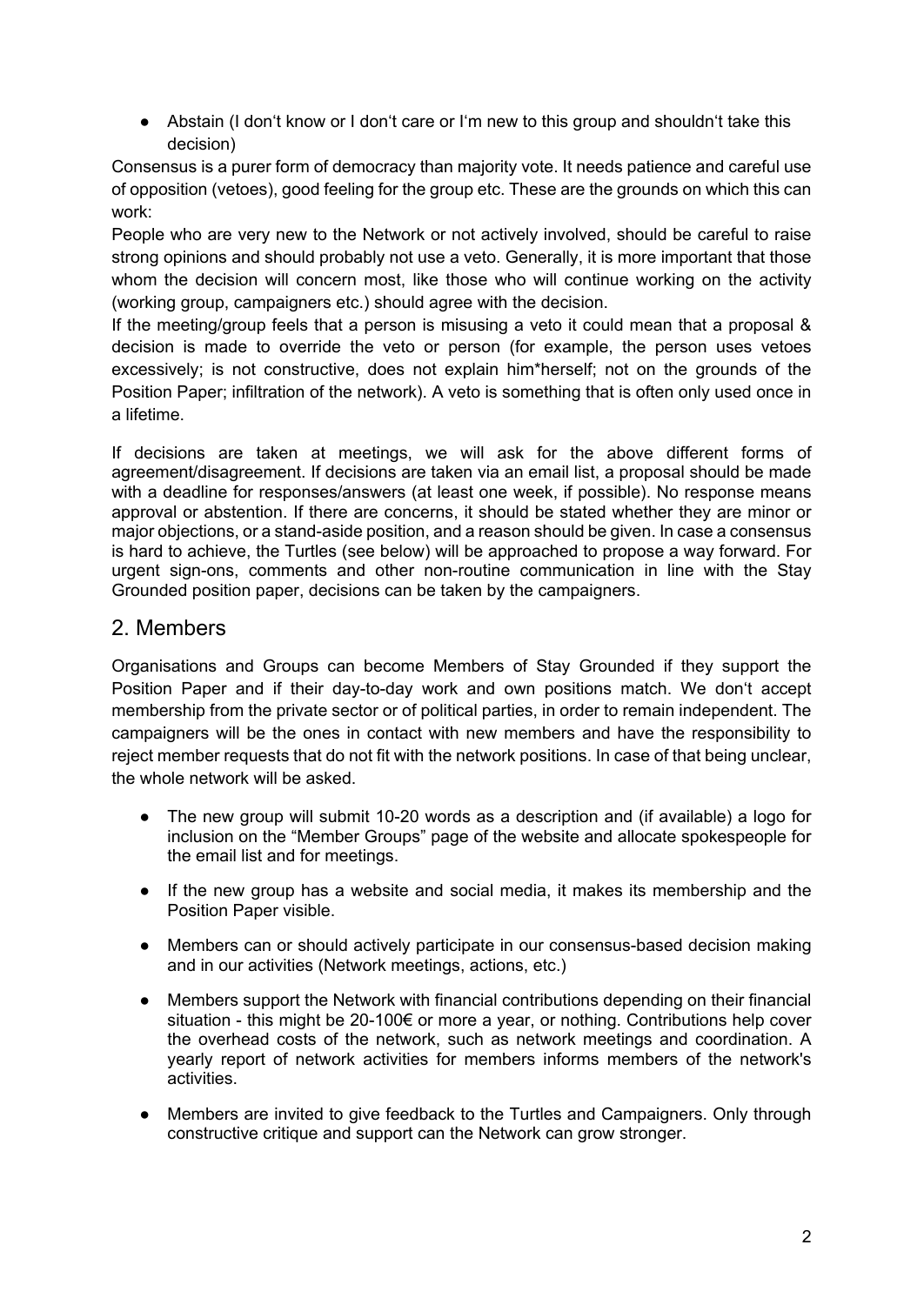- Abstain (I don‘t know or I don‘t care or I‘m new to this group and shouldn‘t take this decision)

Consensus is a purer form of democracy than majority vote. It needs patience and careful use of opposition (vetoes), good feeling for the group etc. These are the grounds on which this can work:

People who are very new to the Network or not actively involved, should be careful to raise strong opinions and should probably not use a veto. Generally, it is more important that those whom the decision will concern most, like those who will continue working on the activity (working group, campaigners etc.) should agree with the decision.

If the meeting/group feels that a person is misusing a veto it could mean that a proposal & decision is made to override the veto or person (for example, the person uses vetoes excessively; is not constructive, does not explain him*herself; not on the grounds of the Position Paper; infiltration of the network). A veto is something that is often only used once in a lifetime.

If decisions are taken at meetings, we will ask for the above different forms of agreement/disagreement. If decisions are taken via an email list, a proposal should be made with a deadline for responses/answers (at least one week, if possible). No response means approval or abstention. If there are concerns, it should be stated whether they are minor or major objections, or a stand-aside position, and a reason should be given. In case a consensus is hard to achieve, the Turtles (see below) will be approached to propose a way forward. For urgent sign-ons, comments and other non-routine communication in line with the Stay Grounded position paper, decisions can be taken by the campaigners.

## 2. Members

Organisations and Groups can become Members of Stay Grounded if they support the Position Paper and if their day-to-day work and own positions match. We don‘t accept membership from the private sector or of political parties, in order to remain independent. The campaigners will be the ones in contact with new members and have the responsibility to reject member requests that do not fit with the network positions. In case of that being unclear, the whole network will be asked.

- The new group will submit 10-20 words as a description and (if available) a logo for inclusion on the “Member Groups” page of the website and allocate spokespeople for the email list and for meetings.

- If the new group has a website and social media, it makes its membership and the Position Paper visible.

- Members can or should actively participate in our consensus-based decision making and in our activities (Network meetings, actions, etc.)

- Members support the Network with financial contributions depending on their financial situation - this might be 20-100€ or more a year, or nothing. Contributions help cover the overhead costs of the network, such as network meetings and coordination. A yearly report of network activities for members informs members of the network's activities.

- Members are invited to give feedback to the Turtles and Campaigners. Only through constructive critique and support can the Network can grow stronger.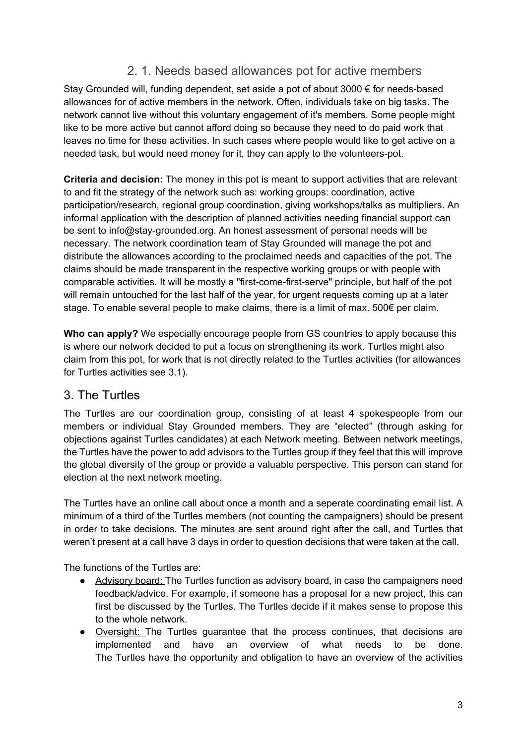## 2. 1. Needs based allowances pot for active members

Stay Grounded will, funding dependent, set aside a pot of about 3000 € for needs-based allowances for of active members in the network. Often, individuals take on big tasks. The network cannot live without this voluntary engagement of it's members. Some people might like to be more active but cannot afford doing so because they need to do paid work that leaves no time for these activities. In such cases where people would like to get active on a needed task, but would need money for it, they can apply to the volunteers-pot.

**Criteria and decision:** The money in this pot is meant to support activities that are relevant to and fit the strategy of the network such as: working groups: coordination, active participation/research, regional group coordination, giving workshops/talks as multipliers. An informal application with the description of planned activities needing financial support can be sent to info@stay-grounded.org. An honest assessment of personal needs will be necessary. The network coordination team of Stay Grounded will manage the pot and distribute the allowances according to the proclaimed needs and capacities of the pot. The claims should be made transparent in the respective working groups or with people with comparable activities. It will be mostly a "first-come-first-serve" principle, but half of the pot will remain untouched for the last half of the year, for urgent requests coming up at a later stage. To enable several people to make claims, there is a limit of max. 500€ per claim.

**Who can apply?** We especially encourage people from GS countries to apply because this is where our network decided to put a focus on strengthening its work. Turtles might also claim from this pot, for work that is not directly related to the Turtles activities (for allowances for Turtles activities see 3.1).

# 3. The Turtles

The Turtles are our coordination group, consisting of at least 4 spokespeople from our members or individual Stay Grounded members. They are "elected" (through asking for objections against Turtles candidates) at each Network meeting. Between network meetings, the Turtles have the power to add advisors to the Turtles group if they feel that this will improve the global diversity of the group or provide a valuable perspective. This person can stand for election at the next network meeting.

The Turtles have an online call about once a month and a seperate coordinating email list. A minimum of a third of the Turtles members (not counting the campaigners) should be present in order to take decisions. The minutes are sent around right after the call, and Turtles that weren't present at a call have 3 days in order to question decisions that were taken at the call.

The functions of the Turtles are:

- Advisory board: The Turtles function as advisory board, in case the campaigners need feedback/advice. For example, if someone has a proposal for a new project, this can first be discussed by the Turtles. The Turtles decide if it makes sense to propose this to the whole network.
- Oversight: The Turtles guarantee that the process continues, that decisions are implemented and have an overview of what needs to be done. The Turtles have the opportunity and obligation to have an overview of the activities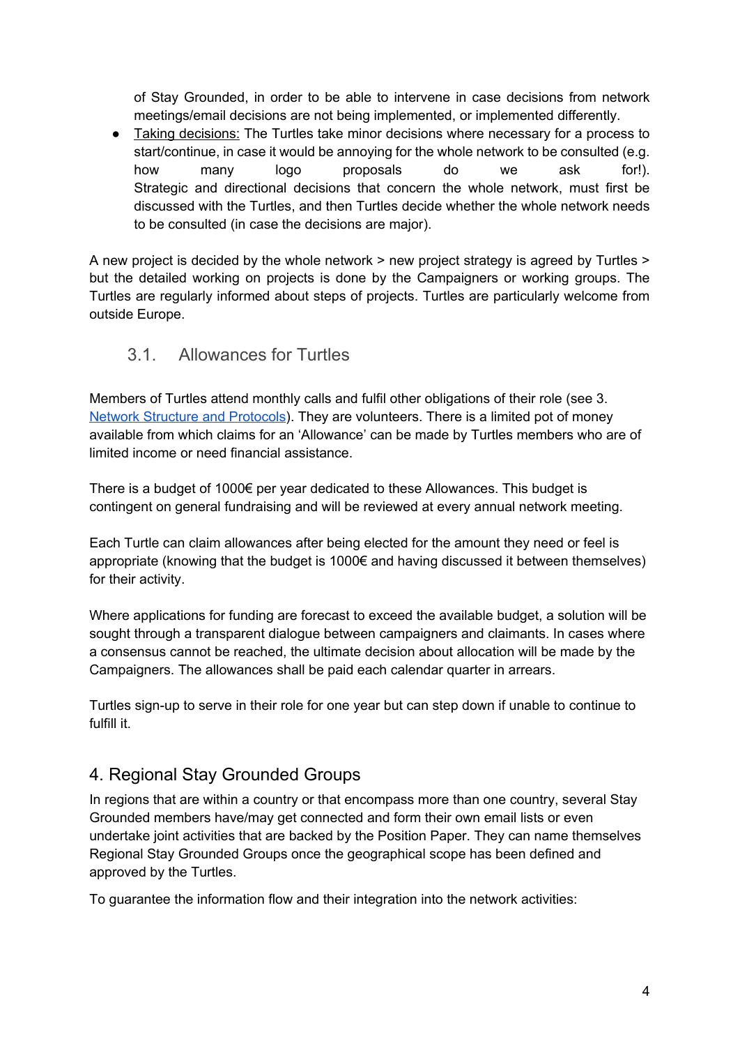of Stay Grounded, in order to be able to intervene in case decisions from network meetings/email decisions are not being implemented, or implemented differently.

- Taking decisions: The Turtles take minor decisions where necessary for a process to start/continue, in case it would be annoying for the whole network to be consulted (e.g. how many logo proposals do we ask for!). Strategic and directional decisions that concern the whole network, must first be discussed with the Turtles, and then Turtles decide whether the whole network needs to be consulted (in case the decisions are major).

A new project is decided by the whole network > new project strategy is agreed by Turtles > but the detailed working on projects is done by the Campaigners or working groups. The Turtles are regularly informed about steps of projects. Turtles are particularly welcome from outside Europe.

### 3.1. Allowances for Turtles

Members of Turtles attend monthly calls and fulfil other obligations of their role (see 3. Network Structure and Protocols). They are volunteers. There is a limited pot of money available from which claims for an 'Allowance' can be made by Turtles members who are of limited income or need financial assistance.

There is a budget of 1000€ per year dedicated to these Allowances. This budget is contingent on general fundraising and will be reviewed at every annual network meeting.

Each Turtle can claim allowances after being elected for the amount they need or feel is appropriate (knowing that the budget is 1000€ and having discussed it between themselves) for their activity.

Where applications for funding are forecast to exceed the available budget, a solution will be sought through a transparent dialogue between campaigners and claimants. In cases where a consensus cannot be reached, the ultimate decision about allocation will be made by the Campaigners. The allowances shall be paid each calendar quarter in arrears.

Turtles sign-up to serve in their role for one year but can step down if unable to continue to fulfill it.

## 4. Regional Stay Grounded Groups

In regions that are within a country or that encompass more than one country, several Stay Grounded members have/may get connected and form their own email lists or even undertake joint activities that are backed by the Position Paper. They can name themselves Regional Stay Grounded Groups once the geographical scope has been defined and approved by the Turtles.

To guarantee the information flow and their integration into the network activities: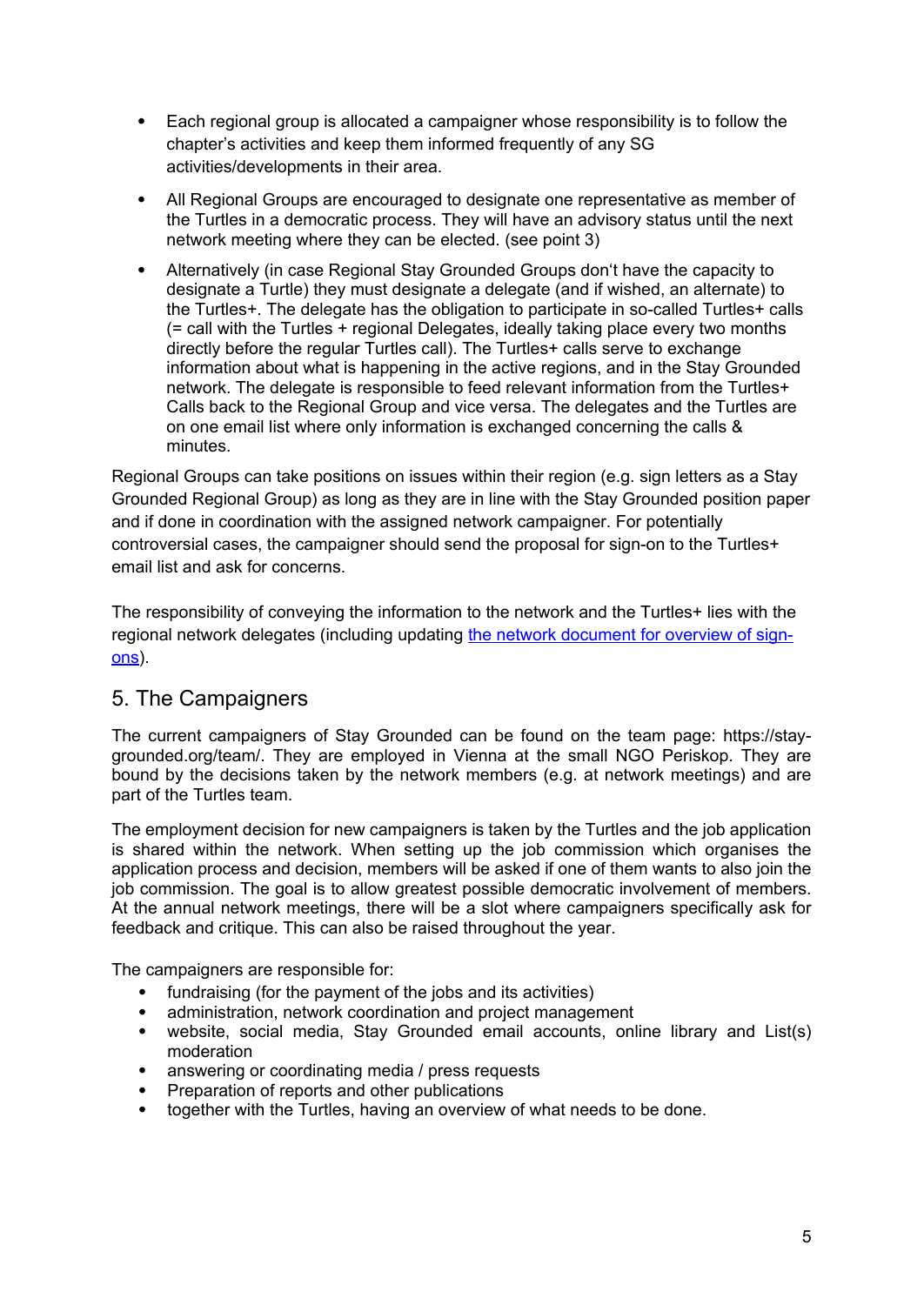- Each regional group is allocated a campaigner whose responsibility is to follow the chapter's activities and keep them informed frequently of any SG activities/developments in their area.
- All Regional Groups are encouraged to designate one representative as member of the Turtles in a democratic process. They will have an advisory status until the next network meeting where they can be elected. (see point 3)
- Alternatively (in case Regional Stay Grounded Groups don't have the capacity to designate a Turtle) they must designate a delegate (and if wished, an alternate) to the Turtles+. The delegate has the obligation to participate in so-called Turtles+ calls (= call with the Turtles + regional Delegates, ideally taking place every two months directly before the regular Turtles call). The Turtles+ calls serve to exchange information about what is happening in the active regions, and in the Stay Grounded network. The delegate is responsible to feed relevant information from the Turtles+ Calls back to the Regional Group and vice versa. The delegates and the Turtles are on one email list where only information is exchanged concerning the calls & minutes.

Regional Groups can take positions on issues within their region (e.g. sign letters as a Stay Grounded Regional Group) as long as they are in line with the Stay Grounded position paper and if done in coordination with the assigned network campaigner. For potentially controversial cases, the campaigner should send the proposal for sign-on to the Turtles+ email list and ask for concerns.

The responsibility of conveying the information to the network and the Turtles+ lies with the regional network delegates (including updating the network document for overview of sign-ons).

## 5. The Campaigners

The current campaigners of Stay Grounded can be found on the team page: https://stay-grounded.org/team/. They are employed in Vienna at the small NGO Periskop. They are bound by the decisions taken by the network members (e.g. at network meetings) and are part of the Turtles team.

The employment decision for new campaigners is taken by the Turtles and the job application is shared within the network. When setting up the job commission which organises the application process and decision, members will be asked if one of them wants to also join the job commission. The goal is to allow greatest possible democratic involvement of members. At the annual network meetings, there will be a slot where campaigners specifically ask for feedback and critique. This can also be raised throughout the year.

The campaigners are responsible for:

- fundraising (for the payment of the jobs and its activities)
- administration, network coordination and project management
- website, social media, Stay Grounded email accounts, online library and List(s) moderation
- answering or coordinating media / press requests
- Preparation of reports and other publications
- together with the Turtles, having an overview of what needs to be done.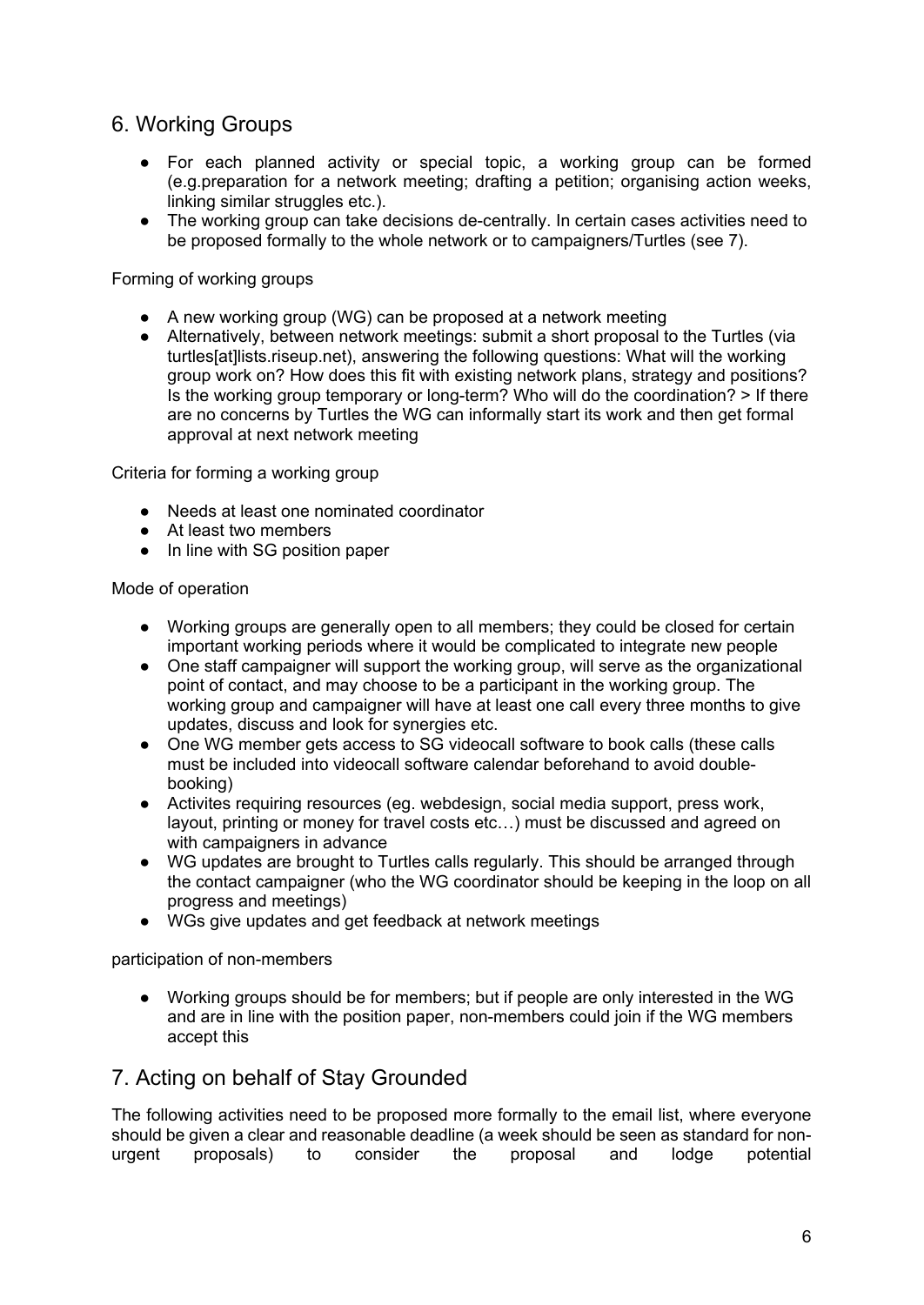## 6. Working Groups

- For each planned activity or special topic, a working group can be formed (e.g.preparation for a network meeting; drafting a petition; organising action weeks, linking similar struggles etc.).
- The working group can take decisions de-centrally. In certain cases activities need to be proposed formally to the whole network or to campaigners/Turtles (see 7).

Forming of working groups

- A new working group (WG) can be proposed at a network meeting
- Alternatively, between network meetings: submit a short proposal to the Turtles (via turtles[at]lists.riseup.net), answering the following questions: What will the working group work on? How does this fit with existing network plans, strategy and positions? Is the working group temporary or long-term? Who will do the coordination? > If there are no concerns by Turtles the WG can informally start its work and then get formal approval at next network meeting

Criteria for forming a working group

- Needs at least one nominated coordinator
- At least two members
- In line with SG position paper

Mode of operation

- Working groups are generally open to all members; they could be closed for certain important working periods where it would be complicated to integrate new people
- One staff campaigner will support the working group, will serve as the organizational point of contact, and may choose to be a participant in the working group. The working group and campaigner will have at least one call every three months to give updates, discuss and look for synergies etc.
- One WG member gets access to SG videocall software to book calls (these calls must be included into videocall software calendar beforehand to avoid double-booking)
- Activites requiring resources (eg. webdesign, social media support, press work, layout, printing or money for travel costs etc…) must be discussed and agreed on with campaigners in advance
- WG updates are brought to Turtles calls regularly. This should be arranged through the contact campaigner (who the WG coordinator should be keeping in the loop on all progress and meetings)
- WGs give updates and get feedback at network meetings

participation of non-members

- Working groups should be for members; but if people are only interested in the WG and are in line with the position paper, non-members could join if the WG members accept this

## 7. Acting on behalf of Stay Grounded

The following activities need to be proposed more formally to the email list, where everyone should be given a clear and reasonable deadline (a week should be seen as standard for non-urgent proposals) to consider the proposal and lodge potential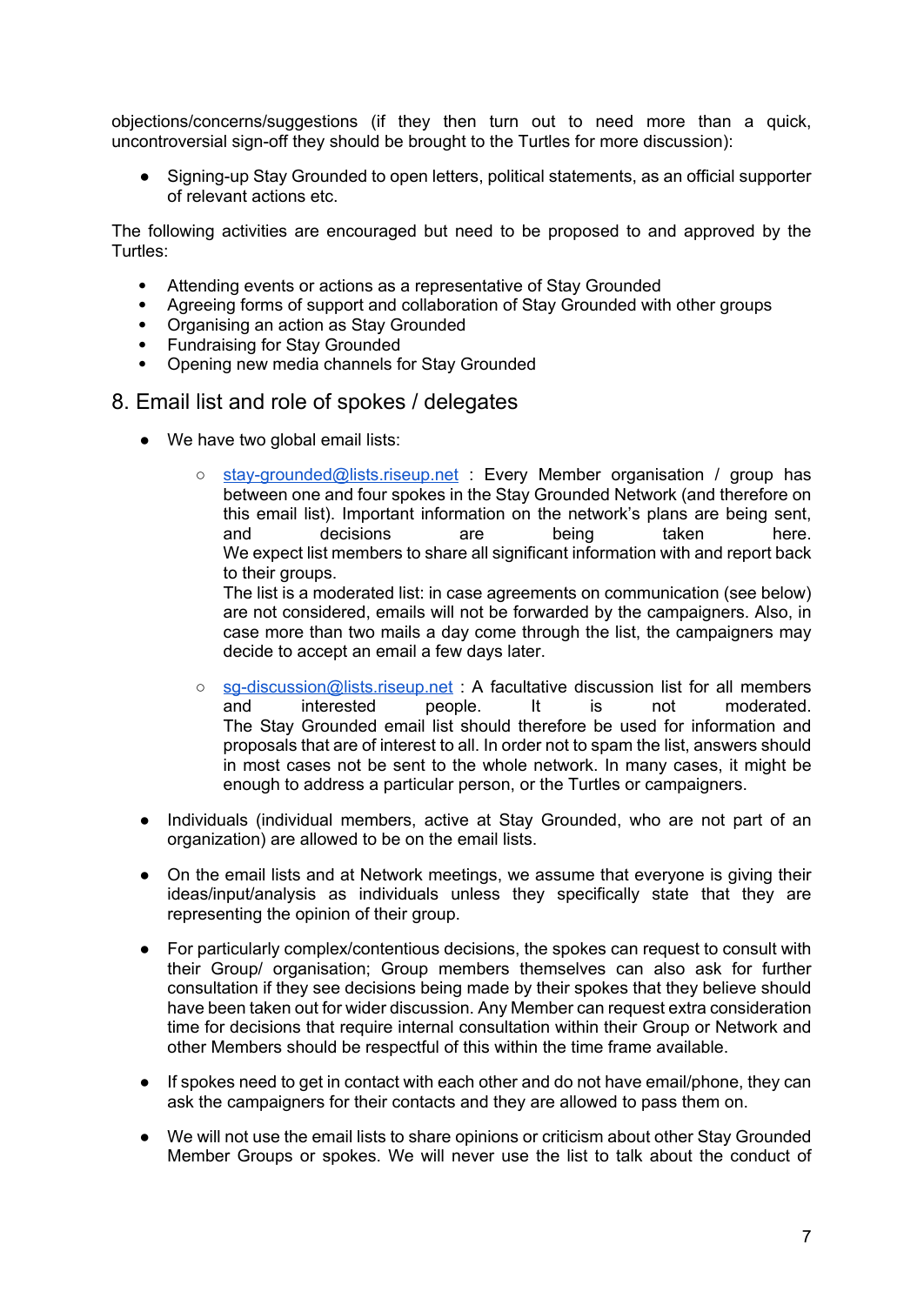objections/concerns/suggestions (if they then turn out to need more than a quick, uncontroversial sign-off they should be brought to the Turtles for more discussion):

- Signing-up Stay Grounded to open letters, political statements, as an official supporter of relevant actions etc.

The following activities are encouraged but need to be proposed to and approved by the Turtles:

- Attending events or actions as a representative of Stay Grounded
- Agreeing forms of support and collaboration of Stay Grounded with other groups
- Organising an action as Stay Grounded
- Fundraising for Stay Grounded
- Opening new media channels for Stay Grounded

## 8. Email list and role of spokes / delegates

- We have two global email lists:
    - stay-grounded@lists.riseup.net : Every Member organisation / group has between one and four spokes in the Stay Grounded Network (and therefore on this email list). Important information on the network's plans are being sent, and decisions are being taken here.
    We expect list members to share all significant information with and report back to their groups.
    The list is a moderated list: in case agreements on communication (see below) are not considered, emails will not be forwarded by the campaigners. Also, in case more than two mails a day come through the list, the campaigners may decide to accept an email a few days later.
    - sg-discussion@lists.riseup.net : A facultative discussion list for all members and interested people. It is not moderated.
    The Stay Grounded email list should therefore be used for information and proposals that are of interest to all. In order not to spam the list, answers should in most cases not be sent to the whole network. In many cases, it might be enough to address a particular person, or the Turtles or campaigners.
- Individuals (individual members, active at Stay Grounded, who are not part of an organization) are allowed to be on the email lists.
- On the email lists and at Network meetings, we assume that everyone is giving their ideas/input/analysis as individuals unless they specifically state that they are representing the opinion of their group.
- For particularly complex/contentious decisions, the spokes can request to consult with their Group/ organisation; Group members themselves can also ask for further consultation if they see decisions being made by their spokes that they believe should have been taken out for wider discussion. Any Member can request extra consideration time for decisions that require internal consultation within their Group or Network and other Members should be respectful of this within the time frame available.
- If spokes need to get in contact with each other and do not have email/phone, they can ask the campaigners for their contacts and they are allowed to pass them on.
- We will not use the email lists to share opinions or criticism about other Stay Grounded Member Groups or spokes. We will never use the list to talk about the conduct of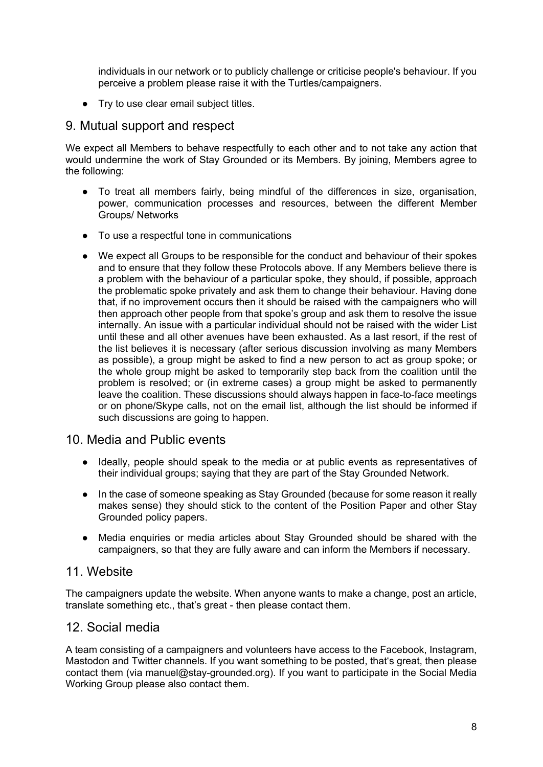individuals in our network or to publicly challenge or criticise people's behaviour. If you perceive a problem please raise it with the Turtles/campaigners.

- Try to use clear email subject titles.

## 9. Mutual support and respect

We expect all Members to behave respectfully to each other and to not take any action that would undermine the work of Stay Grounded or its Members. By joining, Members agree to the following:

- To treat all members fairly, being mindful of the differences in size, organisation, power, communication processes and resources, between the different Member Groups/ Networks
- To use a respectful tone in communications
- We expect all Groups to be responsible for the conduct and behaviour of their spokes and to ensure that they follow these Protocols above. If any Members believe there is a problem with the behaviour of a particular spoke, they should, if possible, approach the problematic spoke privately and ask them to change their behaviour. Having done that, if no improvement occurs then it should be raised with the campaigners who will then approach other people from that spoke's group and ask them to resolve the issue internally. An issue with a particular individual should not be raised with the wider List until these and all other avenues have been exhausted. As a last resort, if the rest of the list believes it is necessary (after serious discussion involving as many Members as possible), a group might be asked to find a new person to act as group spoke; or the whole group might be asked to temporarily step back from the coalition until the problem is resolved; or (in extreme cases) a group might be asked to permanently leave the coalition. These discussions should always happen in face-to-face meetings or on phone/Skype calls, not on the email list, although the list should be informed if such discussions are going to happen.

## 10. Media and Public events

- Ideally, people should speak to the media or at public events as representatives of their individual groups; saying that they are part of the Stay Grounded Network.
- In the case of someone speaking as Stay Grounded (because for some reason it really makes sense) they should stick to the content of the Position Paper and other Stay Grounded policy papers.
- Media enquiries or media articles about Stay Grounded should be shared with the campaigners, so that they are fully aware and can inform the Members if necessary.

## 11. Website

The campaigners update the website. When anyone wants to make a change, post an article, translate something etc., that's great - then please contact them.

## 12. Social media

A team consisting of a campaigners and volunteers have access to the Facebook, Instagram, Mastodon and Twitter channels. If you want something to be posted, that's great, then please contact them (via manuel@stay-grounded.org). If you want to participate in the Social Media Working Group please also contact them.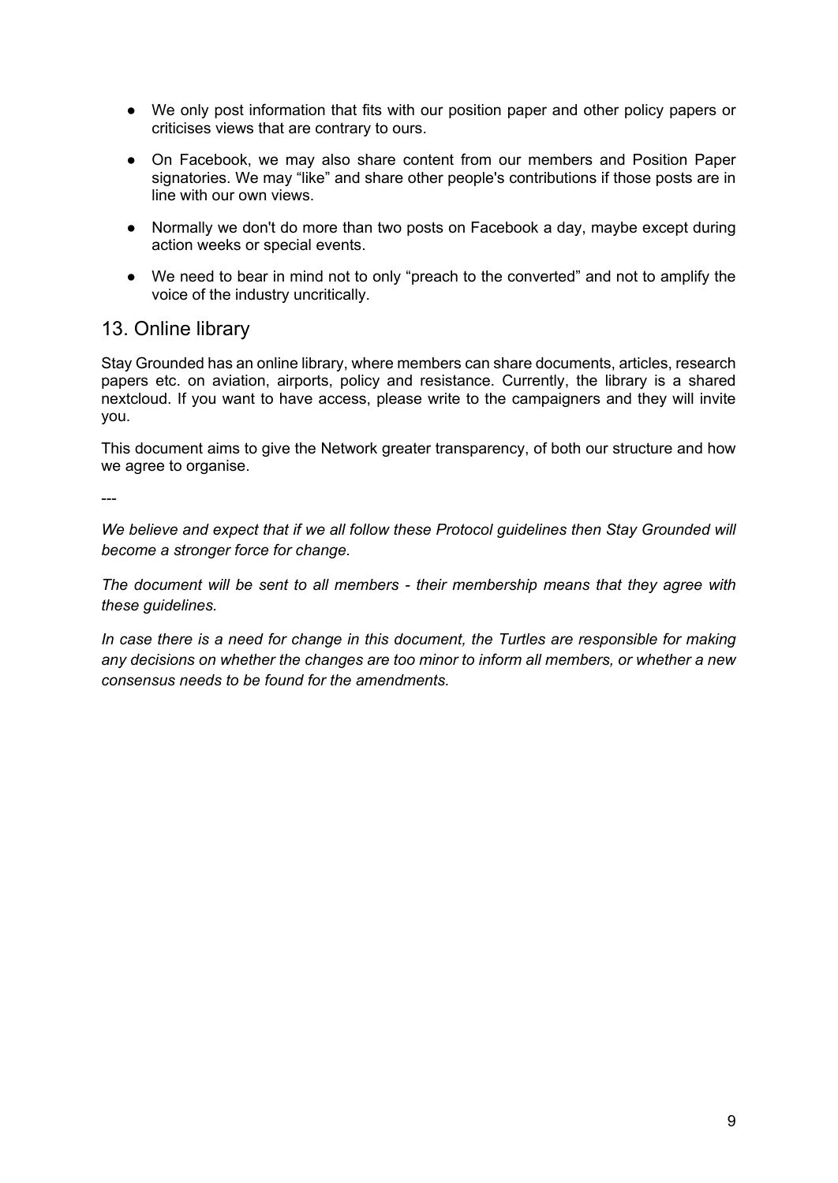- We only post information that fits with our position paper and other policy papers or criticises views that are contrary to ours.
- On Facebook, we may also share content from our members and Position Paper signatories. We may "like" and share other people's contributions if those posts are in line with our own views.
- Normally we don't do more than two posts on Facebook a day, maybe except during action weeks or special events.
- We need to bear in mind not to only "preach to the converted" and not to amplify the voice of the industry uncritically.

## 13. Online library

Stay Grounded has an online library, where members can share documents, articles, research papers etc. on aviation, airports, policy and resistance. Currently, the library is a shared nextcloud. If you want to have access, please write to the campaigners and they will invite you.

This document aims to give the Network greater transparency, of both our structure and how we agree to organise.

---

*We believe and expect that if we all follow these Protocol guidelines then Stay Grounded will become a stronger force for change.*

*The document will be sent to all members - their membership means that they agree with these guidelines.*

*In case there is a need for change in this document, the Turtles are responsible for making any decisions on whether the changes are too minor to inform all members, or whether a new consensus needs to be found for the amendments.*